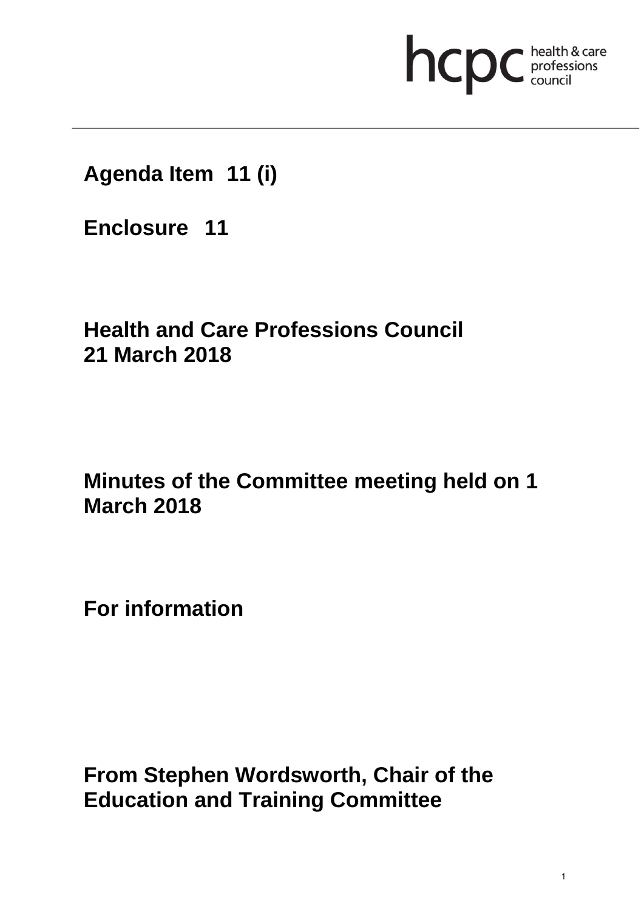**Agenda Item 11 (i)**

**Enclosure 11**

**Health and Care Professions Council**
**21 March 2018**

**Minutes of the Committee meeting held on 1 March 2018**

**For information**

**From Stephen Wordsworth, Chair of the Education and Training Committee**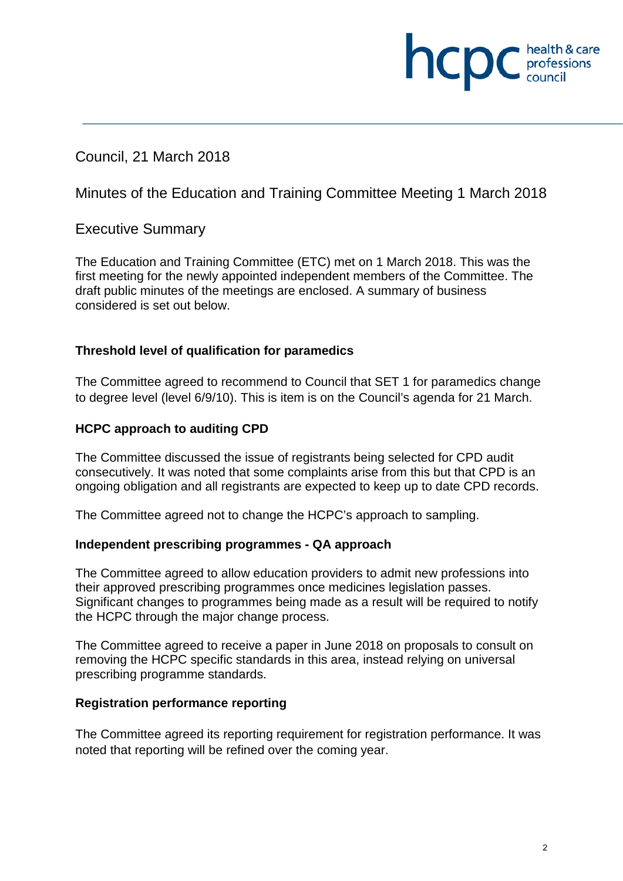Council, 21 March 2018

Minutes of the Education and Training Committee Meeting 1 March 2018

Executive Summary

The Education and Training Committee (ETC) met on 1 March 2018. This was the first meeting for the newly appointed independent members of the Committee. The draft public minutes of the meetings are enclosed. A summary of business considered is set out below.

**Threshold level of qualification for paramedics**

The Committee agreed to recommend to Council that SET 1 for paramedics change to degree level (level 6/9/10). This is item is on the Council's agenda for 21 March.

**HCPC approach to auditing CPD**

The Committee discussed the issue of registrants being selected for CPD audit consecutively. It was noted that some complaints arise from this but that CPD is an ongoing obligation and all registrants are expected to keep up to date CPD records.

The Committee agreed not to change the HCPC's approach to sampling.

**Independent prescribing programmes - QA approach**

The Committee agreed to allow education providers to admit new professions into their approved prescribing programmes once medicines legislation passes. Significant changes to programmes being made as a result will be required to notify the HCPC through the major change process.

The Committee agreed to receive a paper in June 2018 on proposals to consult on removing the HCPC specific standards in this area, instead relying on universal prescribing programme standards.

**Registration performance reporting**

The Committee agreed its reporting requirement for registration performance. It was noted that reporting will be refined over the coming year.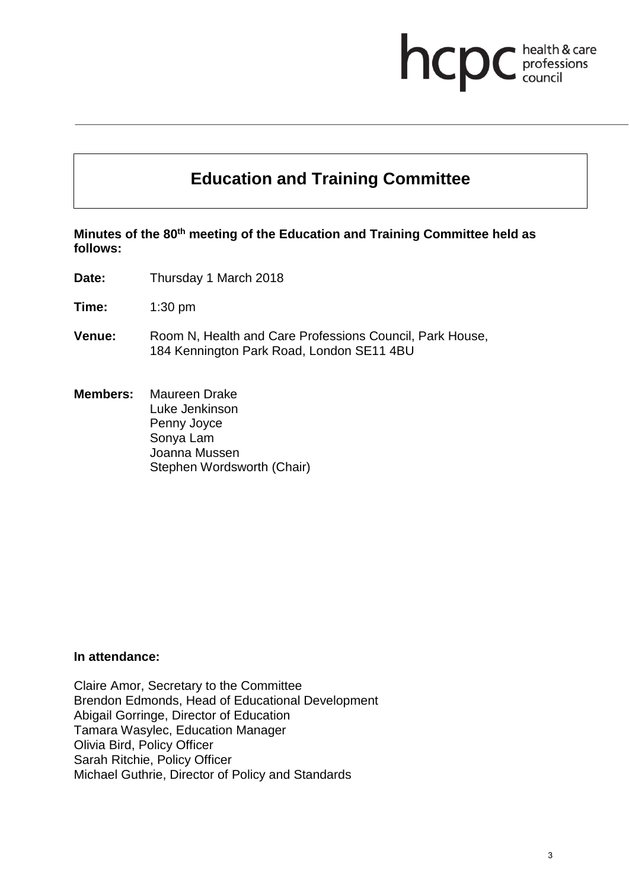# Education and Training Committee

**Minutes of the 80th meeting of the Education and Training Committee held as follows:**

**Date:** Thursday 1 March 2018

**Time:** 1:30 pm

**Venue:** Room N, Health and Care Professions Council, Park House, 184 Kennington Park Road, London SE11 4BU

**Members:** Maureen Drake
Luke Jenkinson
Penny Joyce
Sonya Lam
Joanna Mussen
Stephen Wordsworth (Chair)

**In attendance:**

Claire Amor, Secretary to the Committee
Brendon Edmonds, Head of Educational Development
Abigail Gorringe, Director of Education
Tamara Wasylec, Education Manager
Olivia Bird, Policy Officer
Sarah Ritchie, Policy Officer
Michael Guthrie, Director of Policy and Standards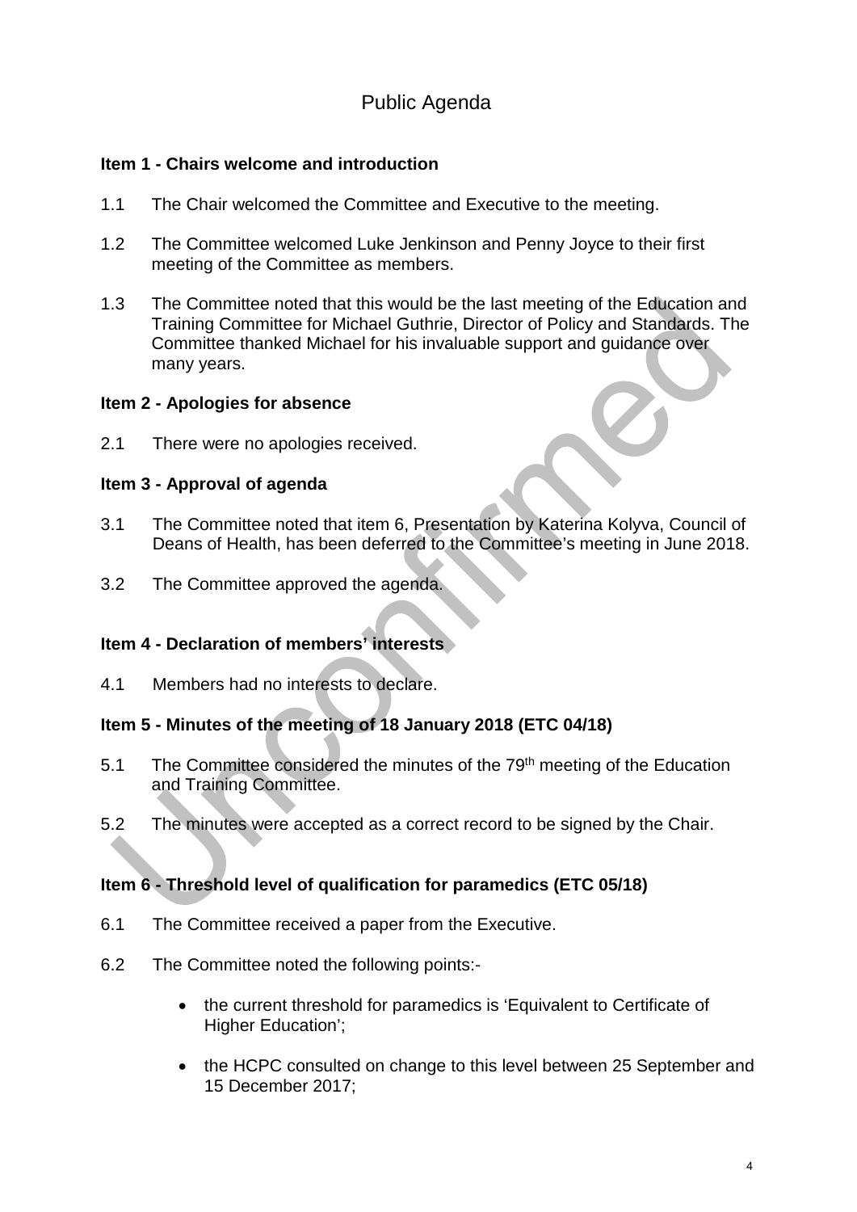# Public Agenda

**Item 1 - Chairs welcome and introduction**

1.1 The Chair welcomed the Committee and Executive to the meeting.

1.2 The Committee welcomed Luke Jenkinson and Penny Joyce to their first meeting of the Committee as members.

1.3 The Committee noted that this would be the last meeting of the Education and Training Committee for Michael Guthrie, Director of Policy and Standards. The Committee thanked Michael for his invaluable support and guidance over many years.

**Item 2 - Apologies for absence**

2.1 There were no apologies received.

**Item 3 - Approval of agenda**

3.1 The Committee noted that item 6, Presentation by Katerina Kolyva, Council of Deans of Health, has been deferred to the Committee's meeting in June 2018.

3.2 The Committee approved the agenda.

**Item 4 - Declaration of members' interests**

4.1 Members had no interests to declare.

**Item 5 - Minutes of the meeting of 18 January 2018 (ETC 04/18)**

5.1 The Committee considered the minutes of the 79th meeting of the Education and Training Committee.

5.2 The minutes were accepted as a correct record to be signed by the Chair.

**Item 6 - Threshold level of qualification for paramedics (ETC 05/18)**

6.1 The Committee received a paper from the Executive.

6.2 The Committee noted the following points:-

- the current threshold for paramedics is 'Equivalent to Certificate of Higher Education';
- the HCPC consulted on change to this level between 25 September and 15 December 2017;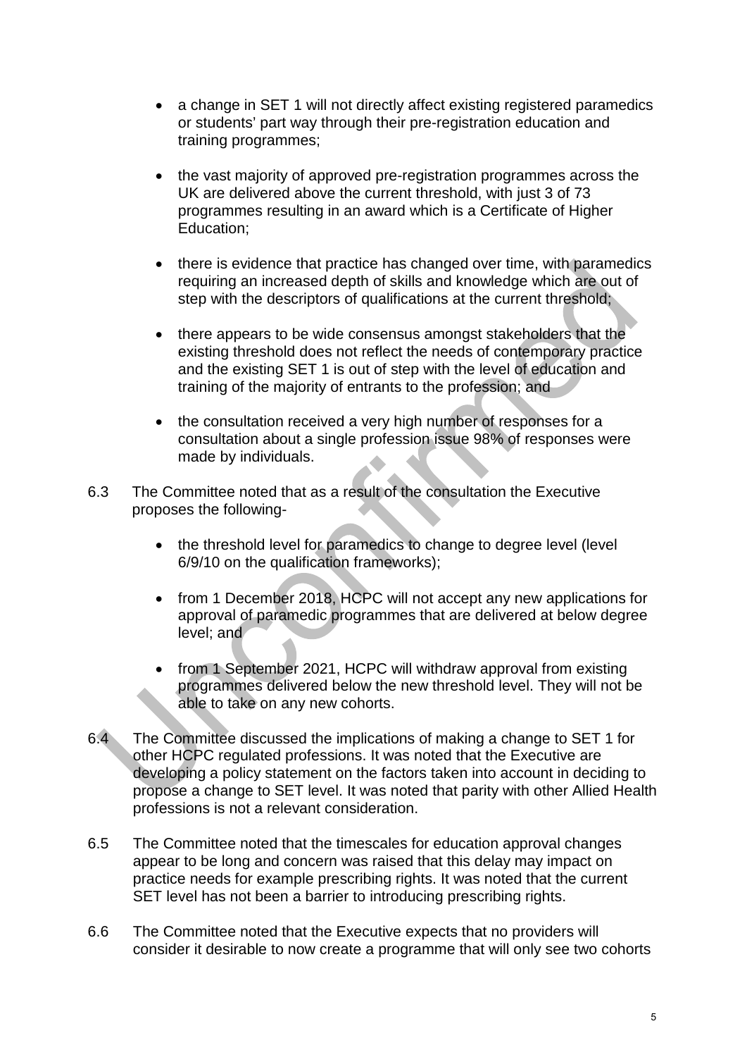- a change in SET 1 will not directly affect existing registered paramedics or students' part way through their pre-registration education and training programmes;

- the vast majority of approved pre-registration programmes across the UK are delivered above the current threshold, with just 3 of 73 programmes resulting in an award which is a Certificate of Higher Education;

- there is evidence that practice has changed over time, with paramedics requiring an increased depth of skills and knowledge which are out of step with the descriptors of qualifications at the current threshold;

- there appears to be wide consensus amongst stakeholders that the existing threshold does not reflect the needs of contemporary practice and the existing SET 1 is out of step with the level of education and training of the majority of entrants to the profession; and

- the consultation received a very high number of responses for a consultation about a single profession issue 98% of responses were made by individuals.

6.3 The Committee noted that as a result of the consultation the Executive proposes the following-

- the threshold level for paramedics to change to degree level (level 6/9/10 on the qualification frameworks);

- from 1 December 2018, HCPC will not accept any new applications for approval of paramedic programmes that are delivered at below degree level; and

- from 1 September 2021, HCPC will withdraw approval from existing programmes delivered below the new threshold level. They will not be able to take on any new cohorts.

6.4 The Committee discussed the implications of making a change to SET 1 for other HCPC regulated professions. It was noted that the Executive are developing a policy statement on the factors taken into account in deciding to propose a change to SET level. It was noted that parity with other Allied Health professions is not a relevant consideration.

6.5 The Committee noted that the timescales for education approval changes appear to be long and concern was raised that this delay may impact on practice needs for example prescribing rights. It was noted that the current SET level has not been a barrier to introducing prescribing rights.

6.6 The Committee noted that the Executive expects that no providers will consider it desirable to now create a programme that will only see two cohorts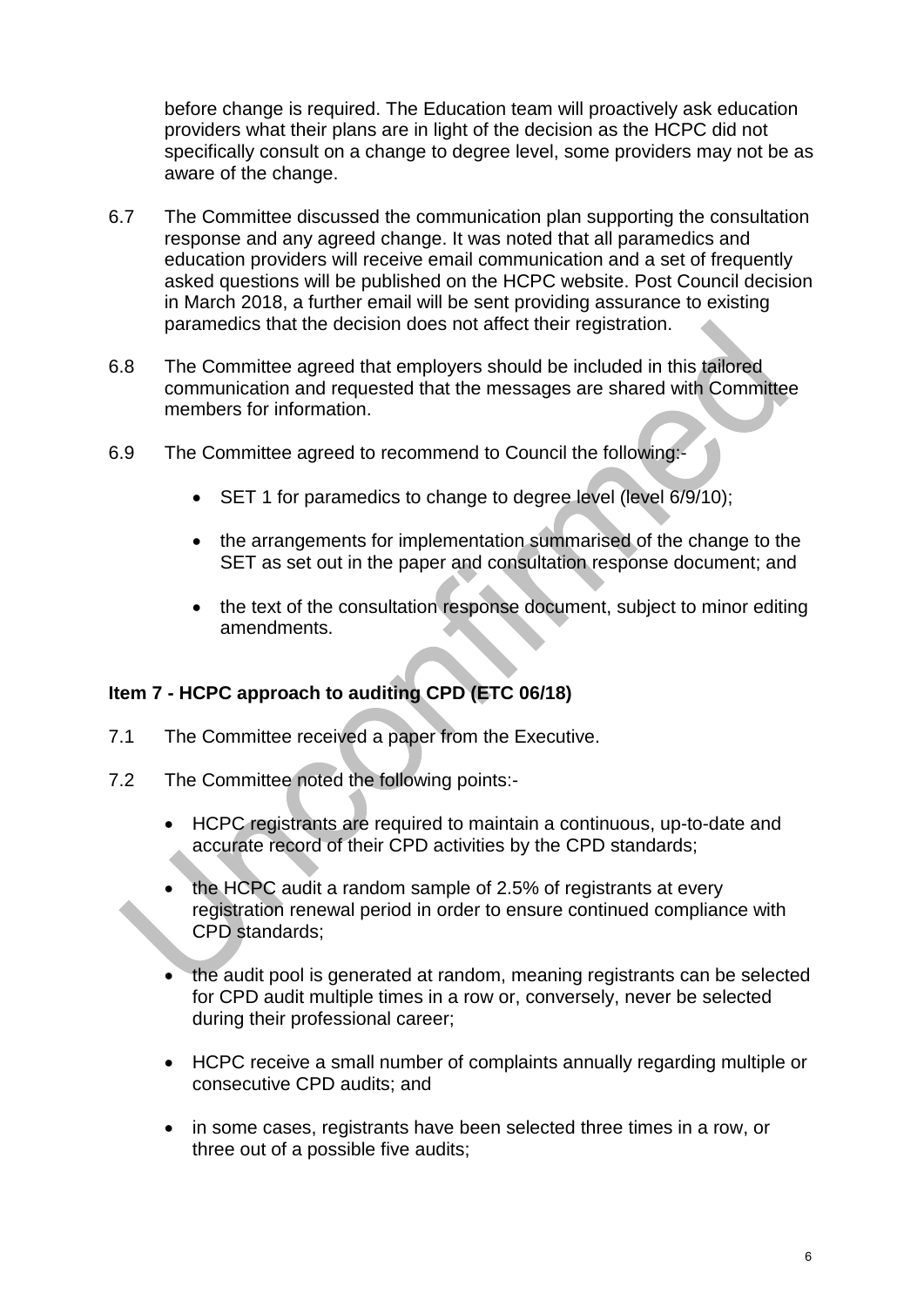before change is required. The Education team will proactively ask education providers what their plans are in light of the decision as the HCPC did not specifically consult on a change to degree level, some providers may not be as aware of the change.

6.7 The Committee discussed the communication plan supporting the consultation response and any agreed change. It was noted that all paramedics and education providers will receive email communication and a set of frequently asked questions will be published on the HCPC website. Post Council decision in March 2018, a further email will be sent providing assurance to existing paramedics that the decision does not affect their registration.

6.8 The Committee agreed that employers should be included in this tailored communication and requested that the messages are shared with Committee members for information.

6.9 The Committee agreed to recommend to Council the following:-

- SET 1 for paramedics to change to degree level (level 6/9/10);
- the arrangements for implementation summarised of the change to the SET as set out in the paper and consultation response document; and
- the text of the consultation response document, subject to minor editing amendments.

## Item 7 - HCPC approach to auditing CPD (ETC 06/18)

7.1 The Committee received a paper from the Executive.

7.2 The Committee noted the following points:-

- HCPC registrants are required to maintain a continuous, up-to-date and accurate record of their CPD activities by the CPD standards;
- the HCPC audit a random sample of 2.5% of registrants at every registration renewal period in order to ensure continued compliance with CPD standards;
- the audit pool is generated at random, meaning registrants can be selected for CPD audit multiple times in a row or, conversely, never be selected during their professional career;
- HCPC receive a small number of complaints annually regarding multiple or consecutive CPD audits; and
- in some cases, registrants have been selected three times in a row, or three out of a possible five audits;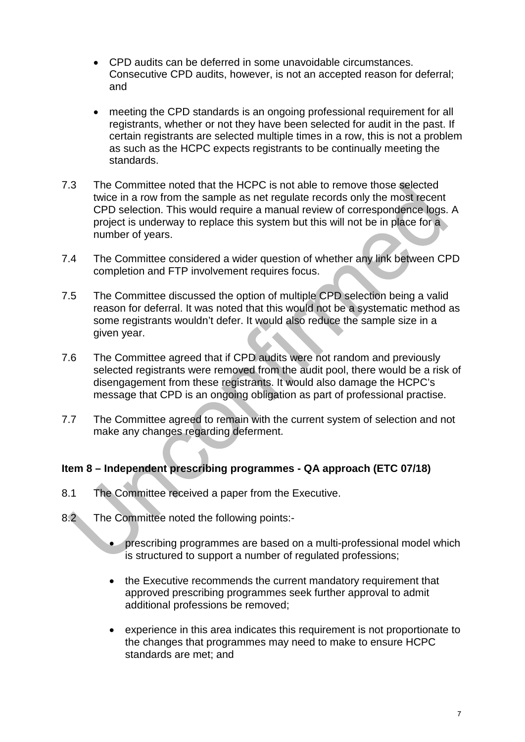- CPD audits can be deferred in some unavoidable circumstances. Consecutive CPD audits, however, is not an accepted reason for deferral; and

- meeting the CPD standards is an ongoing professional requirement for all registrants, whether or not they have been selected for audit in the past. If certain registrants are selected multiple times in a row, this is not a problem as such as the HCPC expects registrants to be continually meeting the standards.

7.3 The Committee noted that the HCPC is not able to remove those selected twice in a row from the sample as net regulate records only the most recent CPD selection. This would require a manual review of correspondence logs. A project is underway to replace this system but this will not be in place for a number of years.

7.4 The Committee considered a wider question of whether any link between CPD completion and FTP involvement requires focus.

7.5 The Committee discussed the option of multiple CPD selection being a valid reason for deferral. It was noted that this would not be a systematic method as some registrants wouldn't defer. It would also reduce the sample size in a given year.

7.6 The Committee agreed that if CPD audits were not random and previously selected registrants were removed from the audit pool, there would be a risk of disengagement from these registrants. It would also damage the HCPC's message that CPD is an ongoing obligation as part of professional practise.

7.7 The Committee agreed to remain with the current system of selection and not make any changes regarding deferment.

**Item 8 – Independent prescribing programmes - QA approach (ETC 07/18)**

8.1 The Committee received a paper from the Executive.

8.2 The Committee noted the following points:-

- prescribing programmes are based on a multi-professional model which is structured to support a number of regulated professions;

- the Executive recommends the current mandatory requirement that approved prescribing programmes seek further approval to admit additional professions be removed;

- experience in this area indicates this requirement is not proportionate to the changes that programmes may need to make to ensure HCPC standards are met; and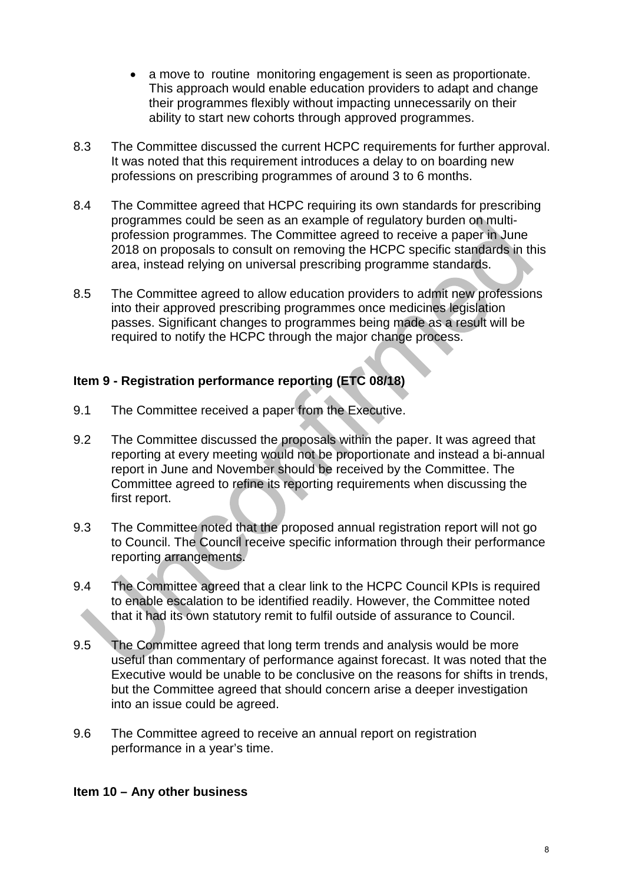- a move to routine monitoring engagement is seen as proportionate. This approach would enable education providers to adapt and change their programmes flexibly without impacting unnecessarily on their ability to start new cohorts through approved programmes.

8.3 The Committee discussed the current HCPC requirements for further approval. It was noted that this requirement introduces a delay to on boarding new professions on prescribing programmes of around 3 to 6 months.

8.4 The Committee agreed that HCPC requiring its own standards for prescribing programmes could be seen as an example of regulatory burden on multi-profession programmes. The Committee agreed to receive a paper in June 2018 on proposals to consult on removing the HCPC specific standards in this area, instead relying on universal prescribing programme standards.

8.5 The Committee agreed to allow education providers to admit new professions into their approved prescribing programmes once medicines legislation passes. Significant changes to programmes being made as a result will be required to notify the HCPC through the major change process.

**Item 9 - Registration performance reporting (ETC 08/18)**

9.1 The Committee received a paper from the Executive.

9.2 The Committee discussed the proposals within the paper. It was agreed that reporting at every meeting would not be proportionate and instead a bi-annual report in June and November should be received by the Committee. The Committee agreed to refine its reporting requirements when discussing the first report.

9.3 The Committee noted that the proposed annual registration report will not go to Council. The Council receive specific information through their performance reporting arrangements.

9.4 The Committee agreed that a clear link to the HCPC Council KPIs is required to enable escalation to be identified readily. However, the Committee noted that it had its own statutory remit to fulfil outside of assurance to Council.

9.5 The Committee agreed that long term trends and analysis would be more useful than commentary of performance against forecast. It was noted that the Executive would be unable to be conclusive on the reasons for shifts in trends, but the Committee agreed that should concern arise a deeper investigation into an issue could be agreed.

9.6 The Committee agreed to receive an annual report on registration performance in a year's time.

**Item 10 – Any other business**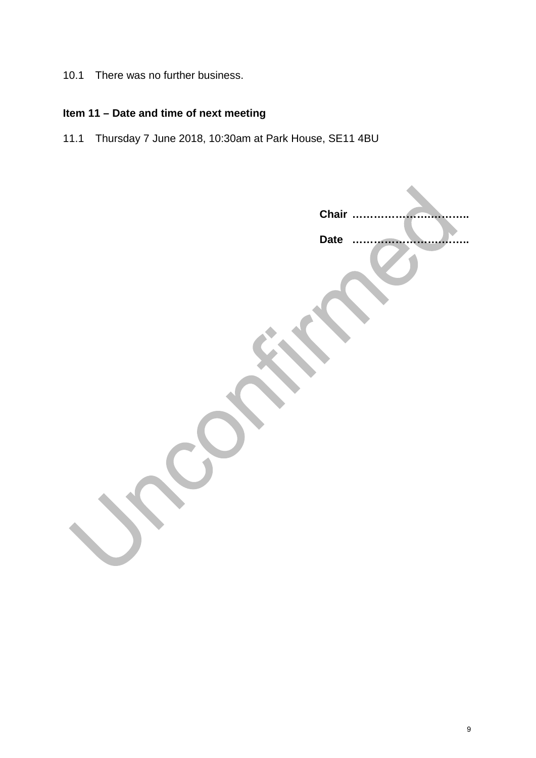10.1 There was no further business.

**Item 11 – Date and time of next meeting**

11.1 Thursday 7 June 2018, 10:30am at Park House, SE11 4BU

**Chair** …………………………..

**Date** …………………………..

Unconfirmed